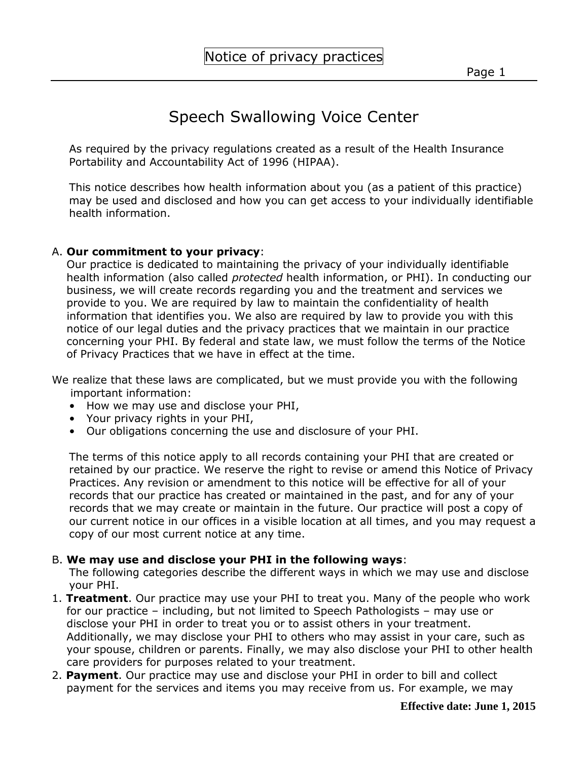# Notice of privacy practices

## Speech Swallowing Voice Center

As required by the privacy regulations created as a result of the Health Insurance Portability and Accountability Act of 1996 (HIPAA).

This notice describes how health information about you (as a patient of this practice) may be used and disclosed and how you can get access to your individually identifiable health information.

A. **Our commitment to your privacy**:
Our practice is dedicated to maintaining the privacy of your individually identifiable health information (also called *protected* health information, or PHI). In conducting our business, we will create records regarding you and the treatment and services we provide to you. We are required by law to maintain the confidentiality of health information that identifies you. We also are required by law to provide you with this notice of our legal duties and the privacy practices that we maintain in our practice concerning your PHI. By federal and state law, we must follow the terms of the Notice of Privacy Practices that we have in effect at the time.

We realize that these laws are complicated, but we must provide you with the following important information:

- How we may use and disclose your PHI,
- Your privacy rights in your PHI,
- Our obligations concerning the use and disclosure of your PHI.

The terms of this notice apply to all records containing your PHI that are created or retained by our practice. We reserve the right to revise or amend this Notice of Privacy Practices. Any revision or amendment to this notice will be effective for all of your records that our practice has created or maintained in the past, and for any of your records that we may create or maintain in the future. Our practice will post a copy of our current notice in our offices in a visible location at all times, and you may request a copy of our most current notice at any time.

B. **We may use and disclose your PHI in the following ways**:
The following categories describe the different ways in which we may use and disclose your PHI.

1. **Treatment**. Our practice may use your PHI to treat you. Many of the people who work for our practice – including, but not limited to Speech Pathologists – may use or disclose your PHI in order to treat you or to assist others in your treatment. Additionally, we may disclose your PHI to others who may assist in your care, such as your spouse, children or parents. Finally, we may also disclose your PHI to other health care providers for purposes related to your treatment.
2. **Payment**. Our practice may use and disclose your PHI in order to bill and collect payment for the services and items you may receive from us. For example, we may

**Effective date: June 1, 2015**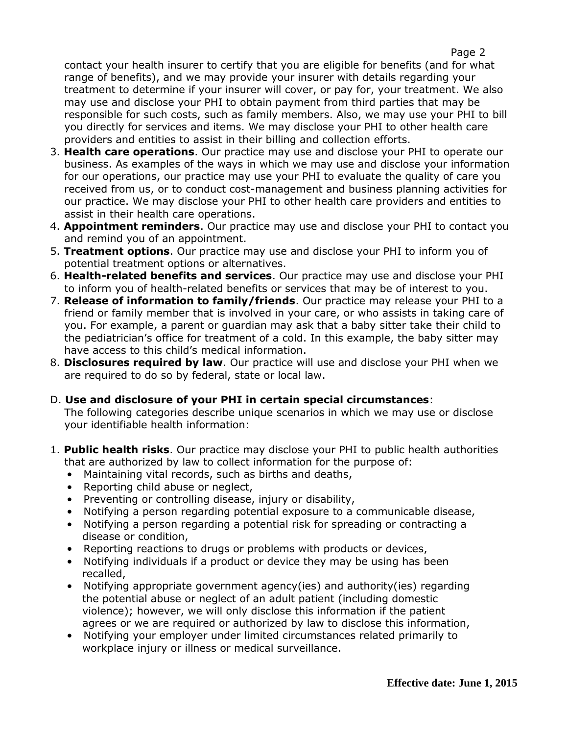contact your health insurer to certify that you are eligible for benefits (and for what range of benefits), and we may provide your insurer with details regarding your treatment to determine if your insurer will cover, or pay for, your treatment. We also may use and disclose your PHI to obtain payment from third parties that may be responsible for such costs, such as family members. Also, we may use your PHI to bill you directly for services and items. We may disclose your PHI to other health care providers and entities to assist in their billing and collection efforts.

3. **Health care operations**. Our practice may use and disclose your PHI to operate our business. As examples of the ways in which we may use and disclose your information for our operations, our practice may use your PHI to evaluate the quality of care you received from us, or to conduct cost-management and business planning activities for our practice. We may disclose your PHI to other health care providers and entities to assist in their health care operations.
4. **Appointment reminders**. Our practice may use and disclose your PHI to contact you and remind you of an appointment.
5. **Treatment options**. Our practice may use and disclose your PHI to inform you of potential treatment options or alternatives.
6. **Health-related benefits and services**. Our practice may use and disclose your PHI to inform you of health-related benefits or services that may be of interest to you.
7. **Release of information to family/friends**. Our practice may release your PHI to a friend or family member that is involved in your care, or who assists in taking care of you. For example, a parent or guardian may ask that a baby sitter take their child to the pediatrician's office for treatment of a cold. In this example, the baby sitter may have access to this child's medical information.
8. **Disclosures required by law**. Our practice will use and disclose your PHI when we are required to do so by federal, state or local law.

D. **Use and disclosure of your PHI in certain special circumstances**:

The following categories describe unique scenarios in which we may use or disclose your identifiable health information:

1. **Public health risks**. Our practice may disclose your PHI to public health authorities that are authorized by law to collect information for the purpose of:
   - Maintaining vital records, such as births and deaths,
   - Reporting child abuse or neglect,
   - Preventing or controlling disease, injury or disability,
   - Notifying a person regarding potential exposure to a communicable disease,
   - Notifying a person regarding a potential risk for spreading or contracting a disease or condition,
   - Reporting reactions to drugs or problems with products or devices,
   - Notifying individuals if a product or device they may be using has been recalled,
   - Notifying appropriate government agency(ies) and authority(ies) regarding the potential abuse or neglect of an adult patient (including domestic violence); however, we will only disclose this information if the patient agrees or we are required or authorized by law to disclose this information,
   - Notifying your employer under limited circumstances related primarily to workplace injury or illness or medical surveillance.

**Effective date: June 1, 2015**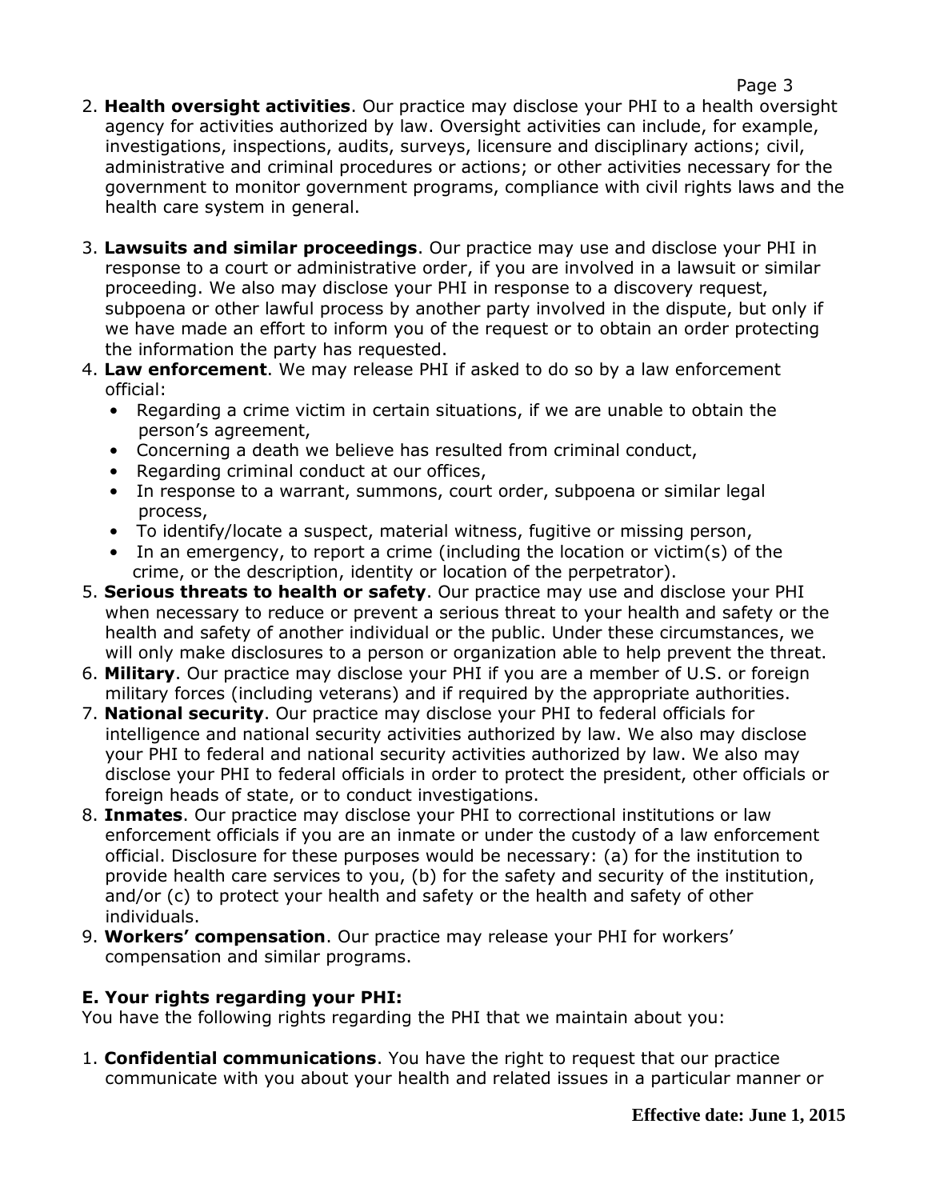2. **Health oversight activities**. Our practice may disclose your PHI to a health oversight agency for activities authorized by law. Oversight activities can include, for example, investigations, inspections, audits, surveys, licensure and disciplinary actions; civil, administrative and criminal procedures or actions; or other activities necessary for the government to monitor government programs, compliance with civil rights laws and the health care system in general.

3. **Lawsuits and similar proceedings**. Our practice may use and disclose your PHI in response to a court or administrative order, if you are involved in a lawsuit or similar proceeding. We also may disclose your PHI in response to a discovery request, subpoena or other lawful process by another party involved in the dispute, but only if we have made an effort to inform you of the request or to obtain an order protecting the information the party has requested.
4. **Law enforcement**. We may release PHI if asked to do so by a law enforcement official:
   - Regarding a crime victim in certain situations, if we are unable to obtain the person's agreement,
   - Concerning a death we believe has resulted from criminal conduct,
   - Regarding criminal conduct at our offices,
   - In response to a warrant, summons, court order, subpoena or similar legal process,
   - To identify/locate a suspect, material witness, fugitive or missing person,
   - In an emergency, to report a crime (including the location or victim(s) of the crime, or the description, identity or location of the perpetrator).
5. **Serious threats to health or safety**. Our practice may use and disclose your PHI when necessary to reduce or prevent a serious threat to your health and safety or the health and safety of another individual or the public. Under these circumstances, we will only make disclosures to a person or organization able to help prevent the threat.
6. **Military**. Our practice may disclose your PHI if you are a member of U.S. or foreign military forces (including veterans) and if required by the appropriate authorities.
7. **National security**. Our practice may disclose your PHI to federal officials for intelligence and national security activities authorized by law. We also may disclose your PHI to federal and national security activities authorized by law. We also may disclose your PHI to federal officials in order to protect the president, other officials or foreign heads of state, or to conduct investigations.
8. **Inmates**. Our practice may disclose your PHI to correctional institutions or law enforcement officials if you are an inmate or under the custody of a law enforcement official. Disclosure for these purposes would be necessary: (a) for the institution to provide health care services to you, (b) for the safety and security of the institution, and/or (c) to protect your health and safety or the health and safety of other individuals.
9. **Workers' compensation**. Our practice may release your PHI for workers' compensation and similar programs.

**E. Your rights regarding your PHI:**

You have the following rights regarding the PHI that we maintain about you:

1. **Confidential communications**. You have the right to request that our practice communicate with you about your health and related issues in a particular manner or

**Effective date: June 1, 2015**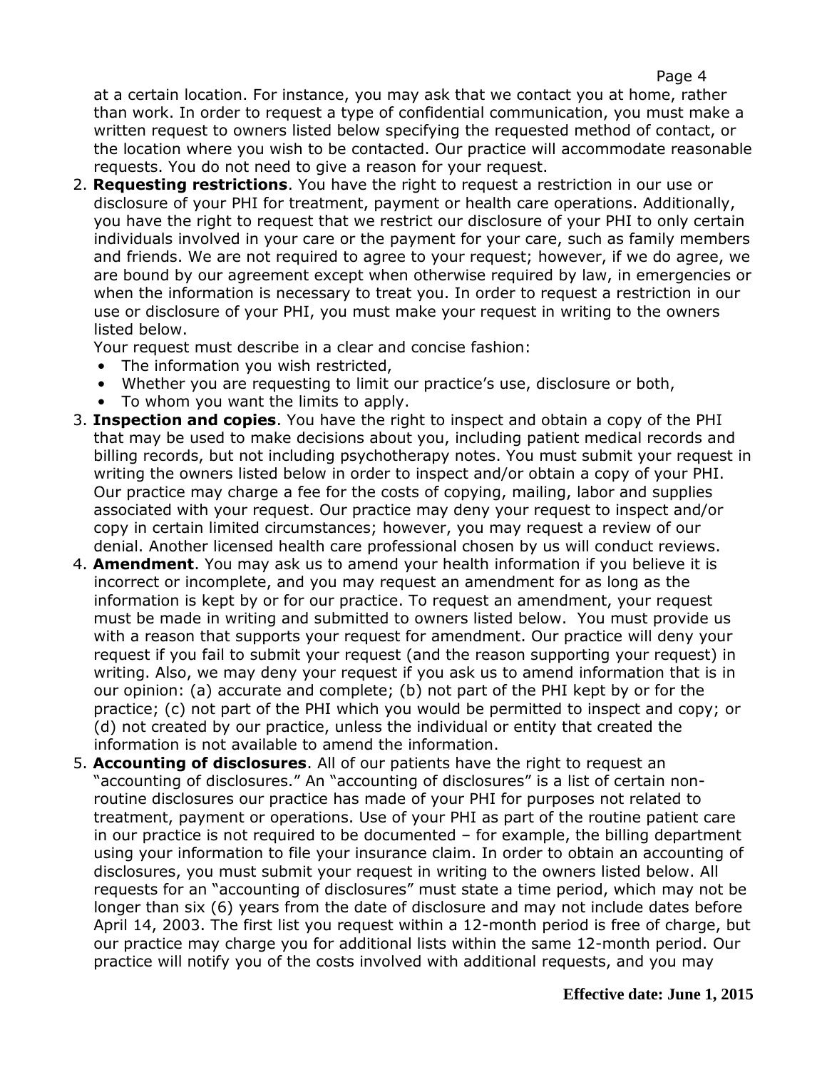at a certain location. For instance, you may ask that we contact you at home, rather than work. In order to request a type of confidential communication, you must make a written request to owners listed below specifying the requested method of contact, or the location where you wish to be contacted. Our practice will accommodate reasonable requests. You do not need to give a reason for your request.

2. **Requesting restrictions**. You have the right to request a restriction in our use or disclosure of your PHI for treatment, payment or health care operations. Additionally, you have the right to request that we restrict our disclosure of your PHI to only certain individuals involved in your care or the payment for your care, such as family members and friends. We are not required to agree to your request; however, if we do agree, we are bound by our agreement except when otherwise required by law, in emergencies or when the information is necessary to treat you. In order to request a restriction in our use or disclosure of your PHI, you must make your request in writing to the owners listed below.

   Your request must describe in a clear and concise fashion:
   - The information you wish restricted,
   - Whether you are requesting to limit our practice's use, disclosure or both,
   - To whom you want the limits to apply.

3. **Inspection and copies**. You have the right to inspect and obtain a copy of the PHI that may be used to make decisions about you, including patient medical records and billing records, but not including psychotherapy notes. You must submit your request in writing the owners listed below in order to inspect and/or obtain a copy of your PHI. Our practice may charge a fee for the costs of copying, mailing, labor and supplies associated with your request. Our practice may deny your request to inspect and/or copy in certain limited circumstances; however, you may request a review of our denial. Another licensed health care professional chosen by us will conduct reviews.

4. **Amendment**. You may ask us to amend your health information if you believe it is incorrect or incomplete, and you may request an amendment for as long as the information is kept by or for our practice. To request an amendment, your request must be made in writing and submitted to owners listed below. You must provide us with a reason that supports your request for amendment. Our practice will deny your request if you fail to submit your request (and the reason supporting your request) in writing. Also, we may deny your request if you ask us to amend information that is in our opinion: (a) accurate and complete; (b) not part of the PHI kept by or for the practice; (c) not part of the PHI which you would be permitted to inspect and copy; or (d) not created by our practice, unless the individual or entity that created the information is not available to amend the information.

5. **Accounting of disclosures**. All of our patients have the right to request an "accounting of disclosures." An "accounting of disclosures" is a list of certain non-routine disclosures our practice has made of your PHI for purposes not related to treatment, payment or operations. Use of your PHI as part of the routine patient care in our practice is not required to be documented – for example, the billing department using your information to file your insurance claim. In order to obtain an accounting of disclosures, you must submit your request in writing to the owners listed below. All requests for an "accounting of disclosures" must state a time period, which may not be longer than six (6) years from the date of disclosure and may not include dates before April 14, 2003. The first list you request within a 12-month period is free of charge, but our practice may charge you for additional lists within the same 12-month period. Our practice will notify you of the costs involved with additional requests, and you may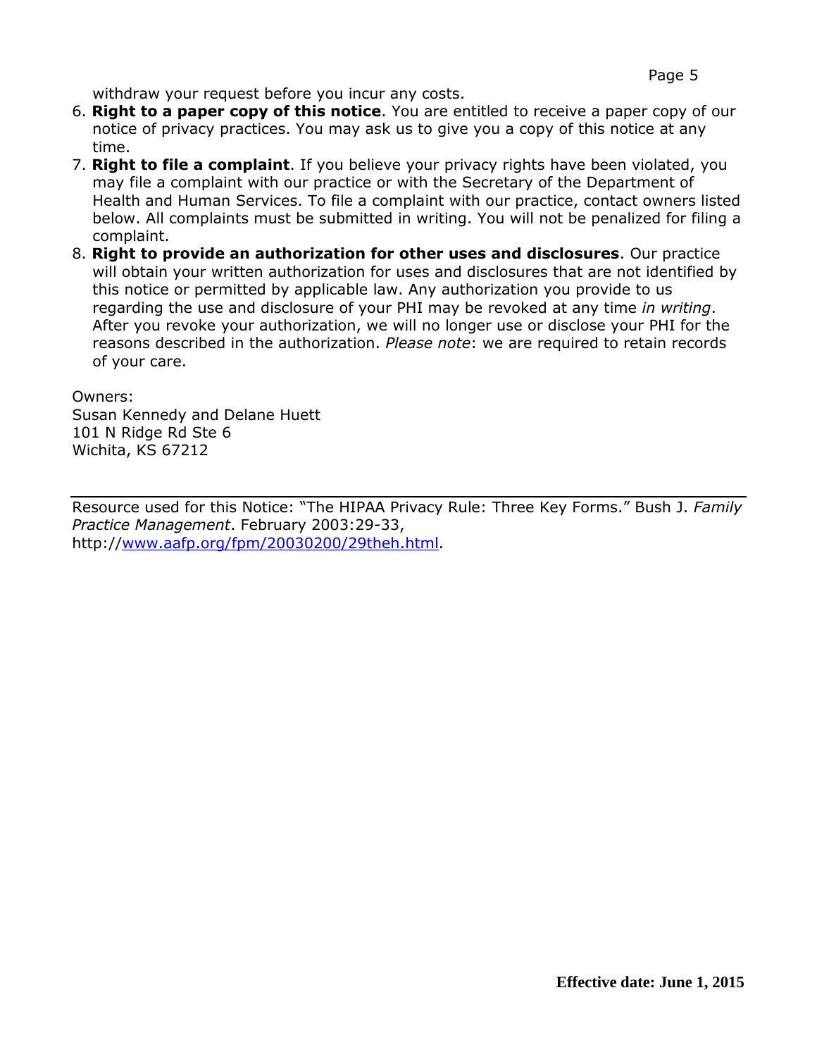withdraw your request before you incur any costs.

6. **Right to a paper copy of this notice**. You are entitled to receive a paper copy of our notice of privacy practices. You may ask us to give you a copy of this notice at any time.
7. **Right to file a complaint**. If you believe your privacy rights have been violated, you may file a complaint with our practice or with the Secretary of the Department of Health and Human Services. To file a complaint with our practice, contact owners listed below. All complaints must be submitted in writing. You will not be penalized for filing a complaint.
8. **Right to provide an authorization for other uses and disclosures**. Our practice will obtain your written authorization for uses and disclosures that are not identified by this notice or permitted by applicable law. Any authorization you provide to us regarding the use and disclosure of your PHI may be revoked at any time *in writing*. After you revoke your authorization, we will no longer use or disclose your PHI for the reasons described in the authorization. *Please note*: we are required to retain records of your care.

Owners:
Susan Kennedy and Delane Huett
101 N Ridge Rd Ste 6
Wichita, KS 67212

---

Resource used for this Notice: "The HIPAA Privacy Rule: Three Key Forms." Bush J. *Family Practice Management*. February 2003:29-33, http://www.aafp.org/fpm/20030200/29theh.html.

**Effective date: June 1, 2015**